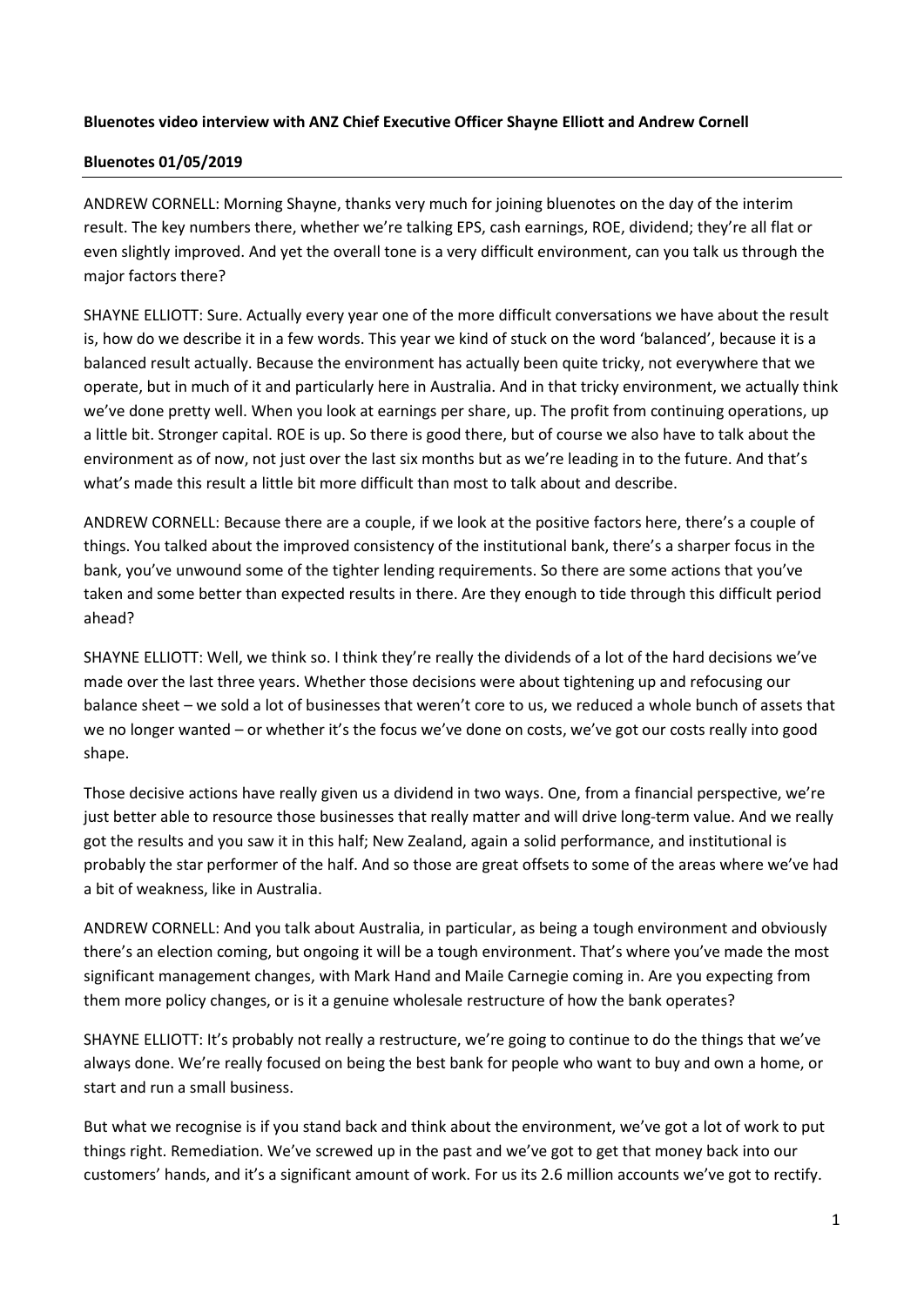**Bluenotes video interview with ANZ Chief Executive Officer Shayne Elliott and Andrew Cornell**

**Bluenotes 01/05/2019**

---

ANDREW CORNELL: Morning Shayne, thanks very much for joining bluenotes on the day of the interim result. The key numbers there, whether we're talking EPS, cash earnings, ROE, dividend; they're all flat or even slightly improved. And yet the overall tone is a very difficult environment, can you talk us through the major factors there?

SHAYNE ELLIOTT: Sure. Actually every year one of the more difficult conversations we have about the result is, how do we describe it in a few words. This year we kind of stuck on the word 'balanced', because it is a balanced result actually. Because the environment has actually been quite tricky, not everywhere that we operate, but in much of it and particularly here in Australia. And in that tricky environment, we actually think we've done pretty well. When you look at earnings per share, up. The profit from continuing operations, up a little bit. Stronger capital. ROE is up. So there is good there, but of course we also have to talk about the environment as of now, not just over the last six months but as we're leading in to the future. And that's what's made this result a little bit more difficult than most to talk about and describe.

ANDREW CORNELL: Because there are a couple, if we look at the positive factors here, there's a couple of things. You talked about the improved consistency of the institutional bank, there's a sharper focus in the bank, you've unwound some of the tighter lending requirements. So there are some actions that you've taken and some better than expected results in there. Are they enough to tide through this difficult period ahead?

SHAYNE ELLIOTT: Well, we think so. I think they're really the dividends of a lot of the hard decisions we've made over the last three years. Whether those decisions were about tightening up and refocusing our balance sheet – we sold a lot of businesses that weren't core to us, we reduced a whole bunch of assets that we no longer wanted – or whether it's the focus we've done on costs, we've got our costs really into good shape.

Those decisive actions have really given us a dividend in two ways. One, from a financial perspective, we're just better able to resource those businesses that really matter and will drive long-term value. And we really got the results and you saw it in this half; New Zealand, again a solid performance, and institutional is probably the star performer of the half. And so those are great offsets to some of the areas where we've had a bit of weakness, like in Australia.

ANDREW CORNELL: And you talk about Australia, in particular, as being a tough environment and obviously there's an election coming, but ongoing it will be a tough environment. That's where you've made the most significant management changes, with Mark Hand and Maile Carnegie coming in. Are you expecting from them more policy changes, or is it a genuine wholesale restructure of how the bank operates?

SHAYNE ELLIOTT: It's probably not really a restructure, we're going to continue to do the things that we've always done. We're really focused on being the best bank for people who want to buy and own a home, or start and run a small business.

But what we recognise is if you stand back and think about the environment, we've got a lot of work to put things right. Remediation. We've screwed up in the past and we've got to get that money back into our customers' hands, and it's a significant amount of work. For us its 2.6 million accounts we've got to rectify.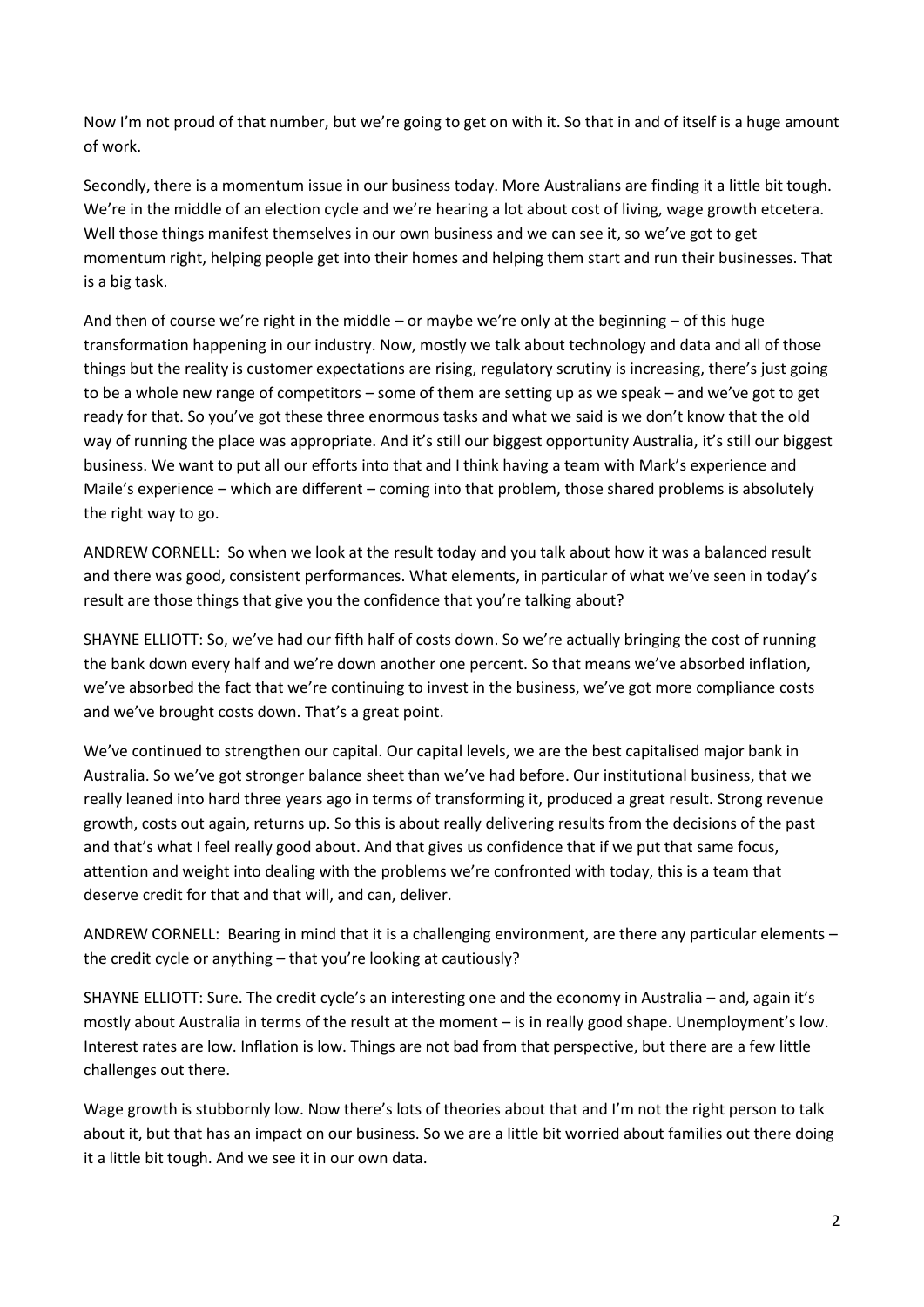Now I'm not proud of that number, but we're going to get on with it. So that in and of itself is a huge amount of work.

Secondly, there is a momentum issue in our business today. More Australians are finding it a little bit tough. We're in the middle of an election cycle and we're hearing a lot about cost of living, wage growth etcetera. Well those things manifest themselves in our own business and we can see it, so we've got to get momentum right, helping people get into their homes and helping them start and run their businesses. That is a big task.

And then of course we're right in the middle – or maybe we're only at the beginning – of this huge transformation happening in our industry. Now, mostly we talk about technology and data and all of those things but the reality is customer expectations are rising, regulatory scrutiny is increasing, there's just going to be a whole new range of competitors – some of them are setting up as we speak – and we've got to get ready for that. So you've got these three enormous tasks and what we said is we don't know that the old way of running the place was appropriate. And it's still our biggest opportunity Australia, it's still our biggest business. We want to put all our efforts into that and I think having a team with Mark's experience and Maile's experience – which are different – coming into that problem, those shared problems is absolutely the right way to go.

ANDREW CORNELL: So when we look at the result today and you talk about how it was a balanced result and there was good, consistent performances. What elements, in particular of what we've seen in today's result are those things that give you the confidence that you're talking about?

SHAYNE ELLIOTT: So, we've had our fifth half of costs down. So we're actually bringing the cost of running the bank down every half and we're down another one percent. So that means we've absorbed inflation, we've absorbed the fact that we're continuing to invest in the business, we've got more compliance costs and we've brought costs down. That's a great point.

We've continued to strengthen our capital. Our capital levels, we are the best capitalised major bank in Australia. So we've got stronger balance sheet than we've had before. Our institutional business, that we really leaned into hard three years ago in terms of transforming it, produced a great result. Strong revenue growth, costs out again, returns up. So this is about really delivering results from the decisions of the past and that's what I feel really good about. And that gives us confidence that if we put that same focus, attention and weight into dealing with the problems we're confronted with today, this is a team that deserve credit for that and that will, and can, deliver.

ANDREW CORNELL: Bearing in mind that it is a challenging environment, are there any particular elements – the credit cycle or anything – that you're looking at cautiously?

SHAYNE ELLIOTT: Sure. The credit cycle's an interesting one and the economy in Australia – and, again it's mostly about Australia in terms of the result at the moment – is in really good shape. Unemployment's low. Interest rates are low. Inflation is low. Things are not bad from that perspective, but there are a few little challenges out there.

Wage growth is stubbornly low. Now there's lots of theories about that and I'm not the right person to talk about it, but that has an impact on our business. So we are a little bit worried about families out there doing it a little bit tough. And we see it in our own data.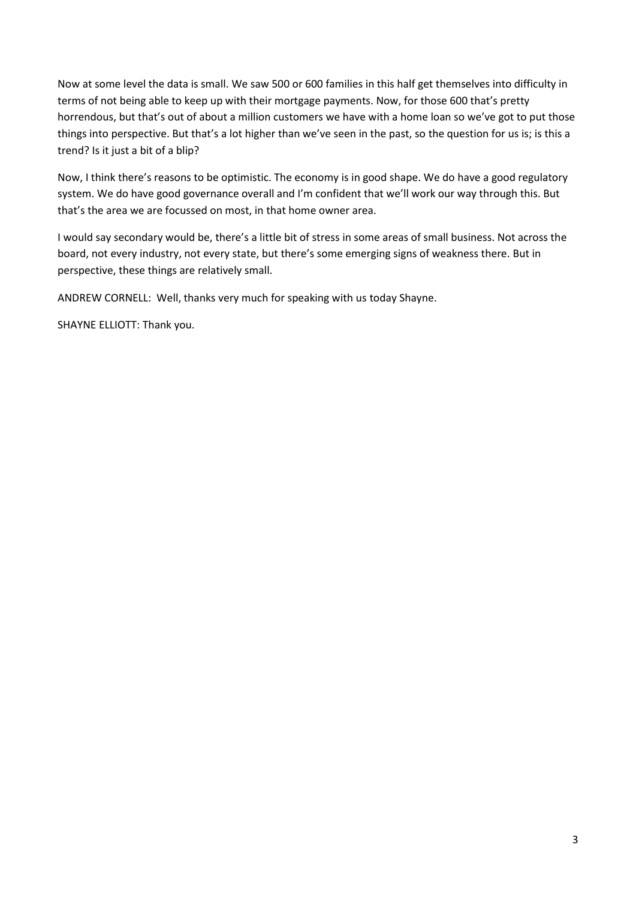Now at some level the data is small. We saw 500 or 600 families in this half get themselves into difficulty in terms of not being able to keep up with their mortgage payments. Now, for those 600 that's pretty horrendous, but that's out of about a million customers we have with a home loan so we've got to put those things into perspective. But that's a lot higher than we've seen in the past, so the question for us is; is this a trend? Is it just a bit of a blip?

Now, I think there's reasons to be optimistic. The economy is in good shape. We do have a good regulatory system. We do have good governance overall and I'm confident that we'll work our way through this. But that's the area we are focussed on most, in that home owner area.

I would say secondary would be, there's a little bit of stress in some areas of small business. Not across the board, not every industry, not every state, but there's some emerging signs of weakness there. But in perspective, these things are relatively small.

ANDREW CORNELL: Well, thanks very much for speaking with us today Shayne.

SHAYNE ELLIOTT: Thank you.